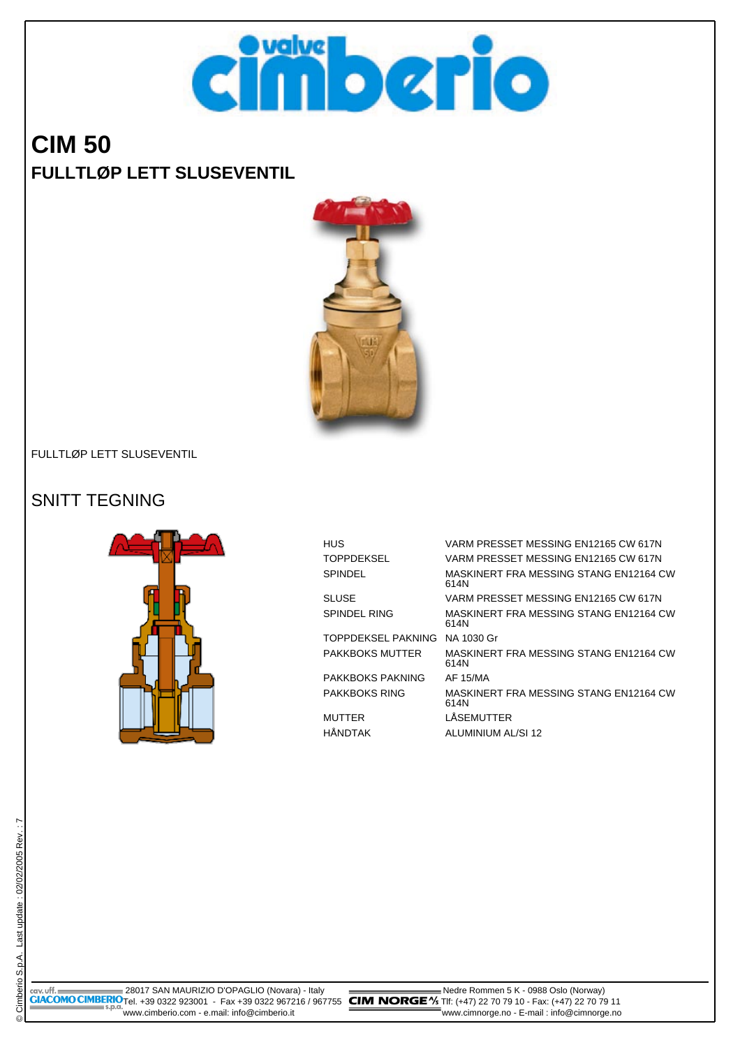# CIM 50

## FULLTLØP LETT SLUSEVENTIL

FULLTLØP LETT SLUSEVENTIL

## SNITT TEGNING

| | |
|---|---|
| HUS | VARM PRESSET MESSING EN12165 CW 617N |
| TOPPDEKSEL | VARM PRESSET MESSING EN12165 CW 617N |
| SPINDEL | MASKINERT FRA MESSING STANG EN12164 CW 614N |
| SLUSE | VARM PRESSET MESSING EN12165 CW 617N |
| SPINDEL RING | MASKINERT FRA MESSING STANG EN12164 CW 614N |
| TOPPDEKSEL PAKNING | NA 1030 Gr |
| PAKKBOKS MUTTER | MASKINERT FRA MESSING STANG EN12164 CW 614N |
| PAKKBOKS PAKNING | AF 15/MA |
| PAKKBOKS RING | MASKINERT FRA MESSING STANG EN12164 CW 614N |
| MUTTER | LÅSEMUTTER |
| HÅNDTAK | ALUMINIUM AL/SI 12 |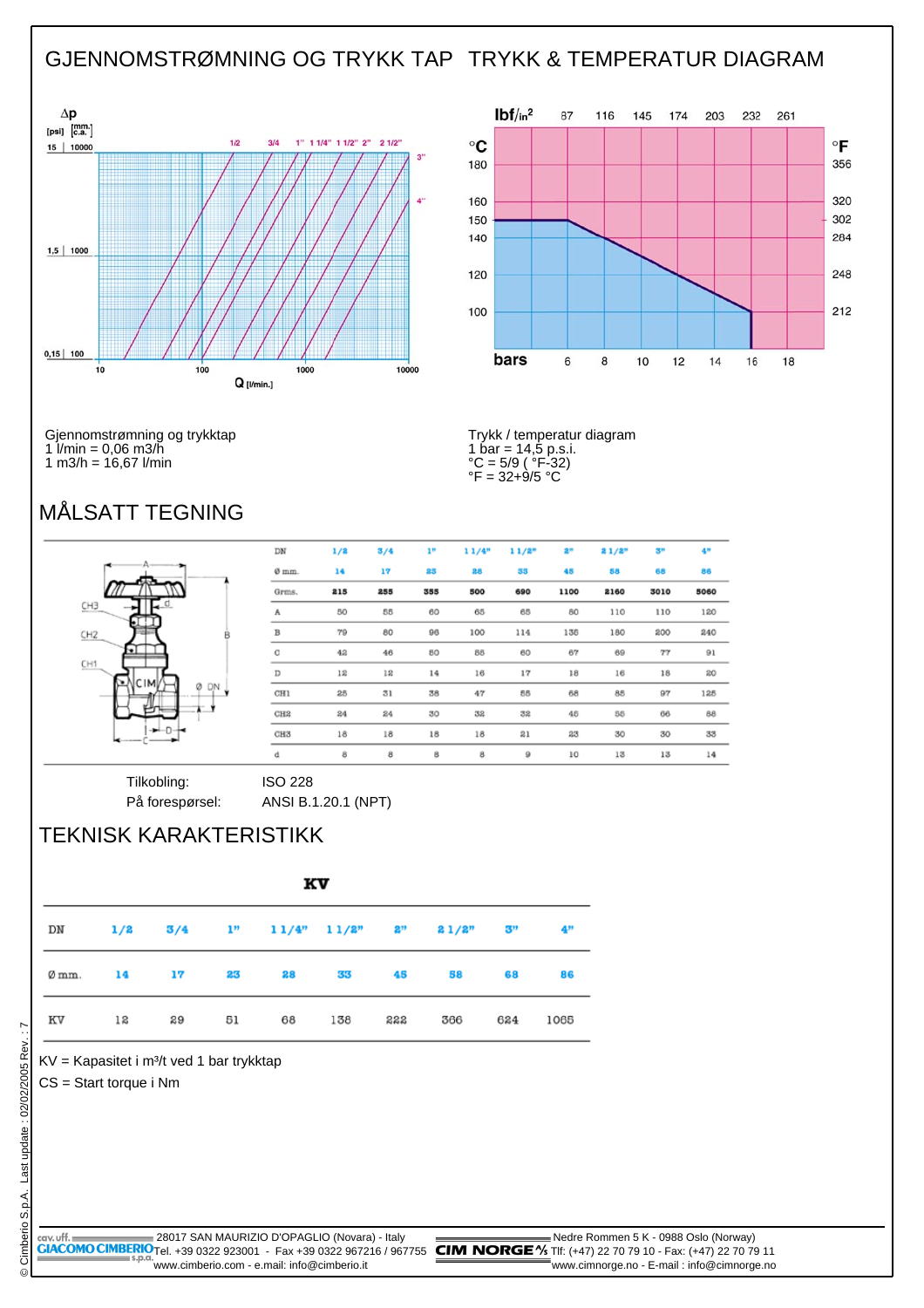# GJENNOMSTRØMNING OG TRYKK TAP

Δp
[psi] [mm. c.a.]
15 | 10000
1,5 | 1000
0,15 | 100
1/2 3/4 1" 1 1/4" 1 1/2" 2" 2 1/2" 3" 4"
10 100 1000 10000
Q [l/min.]

Gjennomstrømning og trykktap
1 l/min = 0,06 m3/h
1 m3/h = 16,67 l/min

# TRYKK & TEMPERATUR DIAGRAM

lbf/in²
87 116 145 174 203 232 261
°C
180 160 150 140 120 100
°F
356 320 302 284 248 212
bars
6 8 10 12 14 16 18

Trykk / temperatur diagram
1 bar = 14,5 p.s.i.
°C = 5/9 ( °F-32)
°F = 32+9/5 °C

# MÅLSATT TEGNING

A
B
CH3
CH2
CH1
d
Ø DN
D
C
CIM

| DN | 1/2 | 3/4 | 1" | 1 1/4" | 1 1/2" | 2" | 2 1/2" | 3" | 4" |
|---|---|---|---|---|---|---|---|---|---|
| Ø mm. | 14 | 17 | 23 | 28 | 33 | 45 | 58 | 68 | 86 |
| Grms. | 215 | 255 | 355 | 500 | 690 | 1100 | 2160 | 3010 | 5060 |
| A | 50 | 55 | 60 | 65 | 65 | 80 | 110 | 110 | 120 |
| B | 79 | 80 | 96 | 100 | 114 | 135 | 180 | 200 | 240 |
| C | 42 | 46 | 50 | 55 | 60 | 67 | 69 | 77 | 91 |
| D | 12 | 12 | 14 | 16 | 17 | 18 | 16 | 18 | 20 |
| CH1 | 25 | 31 | 38 | 47 | 55 | 68 | 85 | 97 | 125 |
| CH2 | 24 | 24 | 30 | 32 | 32 | 45 | 55 | 66 | 88 |
| CH3 | 18 | 18 | 18 | 18 | 21 | 23 | 30 | 30 | 33 |
| d | 8 | 8 | 8 | 8 | 9 | 10 | 13 | 13 | 14 |

Tilkobling: ISO 228
På forespørsel: ANSI B.1.20.1 (NPT)

# TEKNISK KARAKTERISTIKK

**KV**

| DN | 1/2 | 3/4 | 1" | 1 1/4" | 1 1/2" | 2" | 2 1/2" | 3" | 4" |
|---|---|---|---|---|---|---|---|---|---|
| Ø mm. | 14 | 17 | 23 | 28 | 33 | 45 | 58 | 68 | 86 |
| KV | 12 | 29 | 51 | 68 | 138 | 222 | 366 | 624 | 1065 |

KV = Kapasitet i m³/t ved 1 bar trykktap
CS = Start torque i Nm